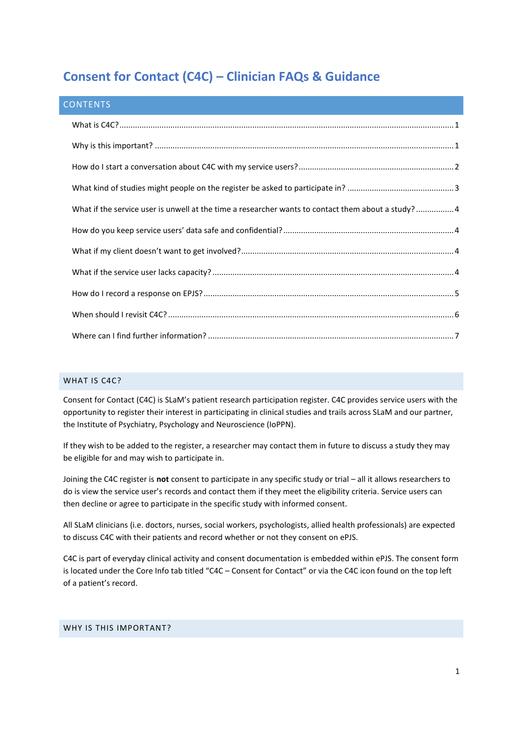# Consent for Contact (C4C) – Clinician FAQs & Guidance

## CONTENTS

What is C4C? ....... 1

Why is this important? ....... 1

How do I start a conversation about C4C with my service users? ....... 2

What kind of studies might people on the register be asked to participate in? ....... 3

What if the service user is unwell at the time a researcher wants to contact them about a study? ....... 4

How do you keep service users' data safe and confidential? ....... 4

What if my client doesn't want to get involved? ....... 4

What if the service user lacks capacity? ....... 4

How do I record a response on EPJS? ....... 5

When should I revisit C4C? ....... 6

Where can I find further information? ....... 7

## WHAT IS C4C?

Consent for Contact (C4C) is SLaM's patient research participation register. C4C provides service users with the opportunity to register their interest in participating in clinical studies and trails across SLaM and our partner, the Institute of Psychiatry, Psychology and Neuroscience (IoPPN).

If they wish to be added to the register, a researcher may contact them in future to discuss a study they may be eligible for and may wish to participate in.

Joining the C4C register is **not** consent to participate in any specific study or trial – all it allows researchers to do is view the service user's records and contact them if they meet the eligibility criteria. Service users can then decline or agree to participate in the specific study with informed consent.

All SLaM clinicians (i.e. doctors, nurses, social workers, psychologists, allied health professionals) are expected to discuss C4C with their patients and record whether or not they consent on ePJS.

C4C is part of everyday clinical activity and consent documentation is embedded within ePJS. The consent form is located under the Core Info tab titled "C4C – Consent for Contact" or via the C4C icon found on the top left of a patient's record.

## WHY IS THIS IMPORTANT?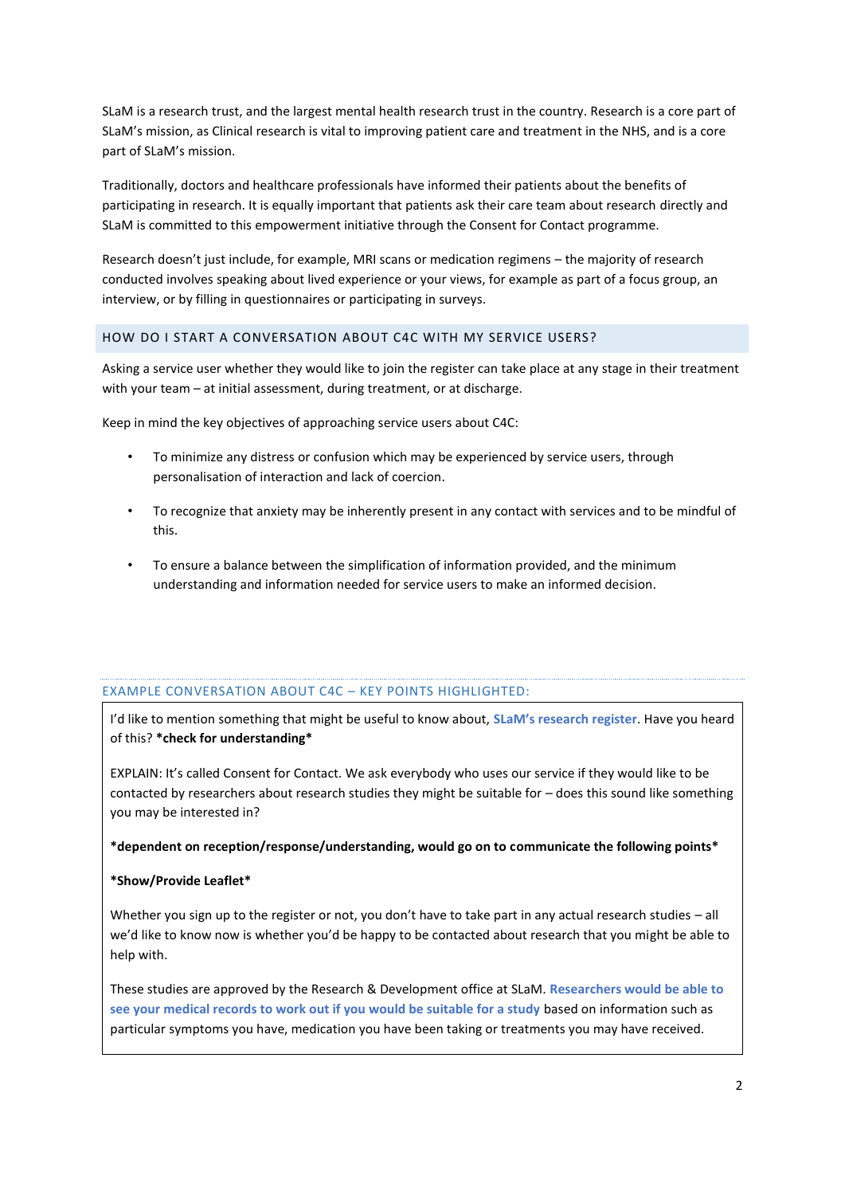SLaM is a research trust, and the largest mental health research trust in the country. Research is a core part of SLaM's mission, as Clinical research is vital to improving patient care and treatment in the NHS, and is a core part of SLaM's mission.

Traditionally, doctors and healthcare professionals have informed their patients about the benefits of participating in research. It is equally important that patients ask their care team about research directly and SLaM is committed to this empowerment initiative through the Consent for Contact programme.

Research doesn't just include, for example, MRI scans or medication regimens – the majority of research conducted involves speaking about lived experience or your views, for example as part of a focus group, an interview, or by filling in questionnaires or participating in surveys.

## HOW DO I START A CONVERSATION ABOUT C4C WITH MY SERVICE USERS?

Asking a service user whether they would like to join the register can take place at any stage in their treatment with your team – at initial assessment, during treatment, or at discharge.

Keep in mind the key objectives of approaching service users about C4C:

- To minimize any distress or confusion which may be experienced by service users, through personalisation of interaction and lack of coercion.
- To recognize that anxiety may be inherently present in any contact with services and to be mindful of this.
- To ensure a balance between the simplification of information provided, and the minimum understanding and information needed for service users to make an informed decision.

### EXAMPLE CONVERSATION ABOUT C4C – KEY POINTS HIGHLIGHTED:

I'd like to mention something that might be useful to know about, **SLaM's research register**. Have you heard of this? ***check for understanding***

EXPLAIN: It's called Consent for Contact. We ask everybody who uses our service if they would like to be contacted by researchers about research studies they might be suitable for – does this sound like something you may be interested in?

***dependent on reception/response/understanding, would go on to communicate the following points***

***Show/Provide Leaflet***

Whether you sign up to the register or not, you don't have to take part in any actual research studies – all we'd like to know now is whether you'd be happy to be contacted about research that you might be able to help with.

These studies are approved by the Research & Development office at SLaM. **Researchers would be able to see your medical records to work out if you would be suitable for a study** based on information such as particular symptoms you have, medication you have been taking or treatments you may have received.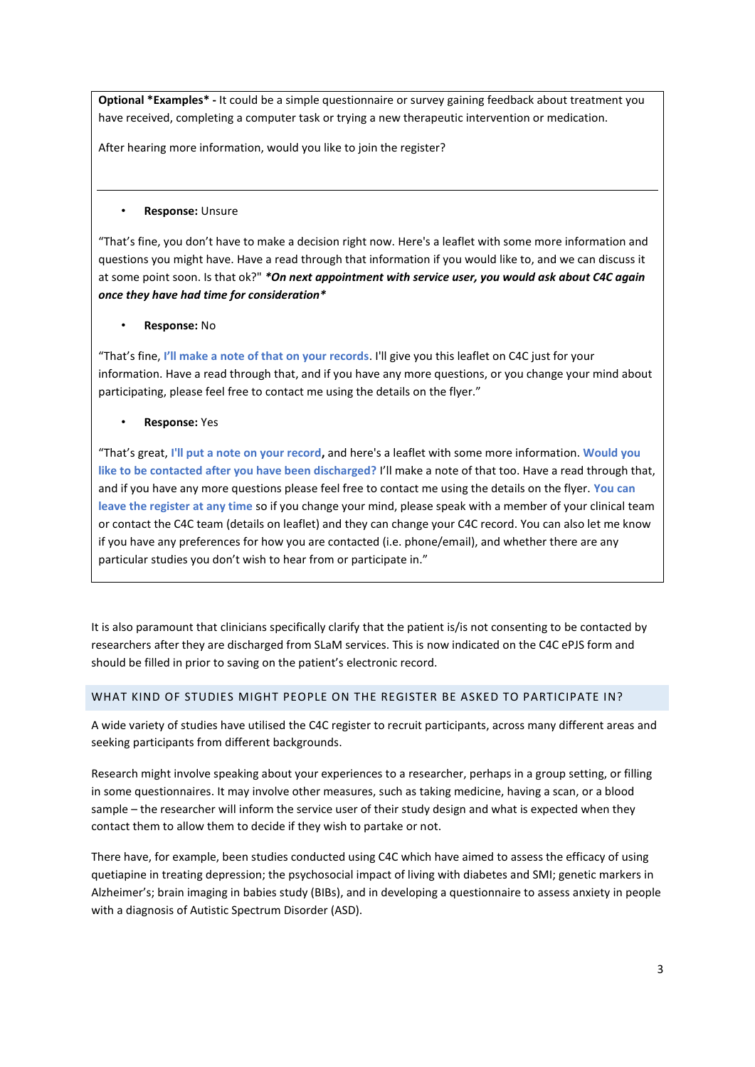**Optional *Examples* -** It could be a simple questionnaire or survey gaining feedback about treatment you have received, completing a computer task or trying a new therapeutic intervention or medication.

After hearing more information, would you like to join the register?

---

- **Response:** Unsure

"That's fine, you don't have to make a decision right now. Here's a leaflet with some more information and questions you might have. Have a read through that information if you would like to, and we can discuss it at some point soon. Is that ok?" ***On next appointment with service user, you would ask about C4C again once they have had time for consideration***

- **Response:** No

"That's fine, **I'll make a note of that on your records**. I'll give you this leaflet on C4C just for your information. Have a read through that, and if you have any more questions, or you change your mind about participating, please feel free to contact me using the details on the flyer."

- **Response:** Yes

"That's great, **I'll put a note on your record,** and here's a leaflet with some more information. **Would you like to be contacted after you have been discharged?** I'll make a note of that too. Have a read through that, and if you have any more questions please feel free to contact me using the details on the flyer. **You can leave the register at any time** so if you change your mind, please speak with a member of your clinical team or contact the C4C team (details on leaflet) and they can change your C4C record. You can also let me know if you have any preferences for how you are contacted (i.e. phone/email), and whether there are any particular studies you don't wish to hear from or participate in."

It is also paramount that clinicians specifically clarify that the patient is/is not consenting to be contacted by researchers after they are discharged from SLaM services. This is now indicated on the C4C ePJS form and should be filled in prior to saving on the patient's electronic record.

## WHAT KIND OF STUDIES MIGHT PEOPLE ON THE REGISTER BE ASKED TO PARTICIPATE IN?

A wide variety of studies have utilised the C4C register to recruit participants, across many different areas and seeking participants from different backgrounds.

Research might involve speaking about your experiences to a researcher, perhaps in a group setting, or filling in some questionnaires. It may involve other measures, such as taking medicine, having a scan, or a blood sample – the researcher will inform the service user of their study design and what is expected when they contact them to allow them to decide if they wish to partake or not.

There have, for example, been studies conducted using C4C which have aimed to assess the efficacy of using quetiapine in treating depression; the psychosocial impact of living with diabetes and SMI; genetic markers in Alzheimer's; brain imaging in babies study (BIBs), and in developing a questionnaire to assess anxiety in people with a diagnosis of Autistic Spectrum Disorder (ASD).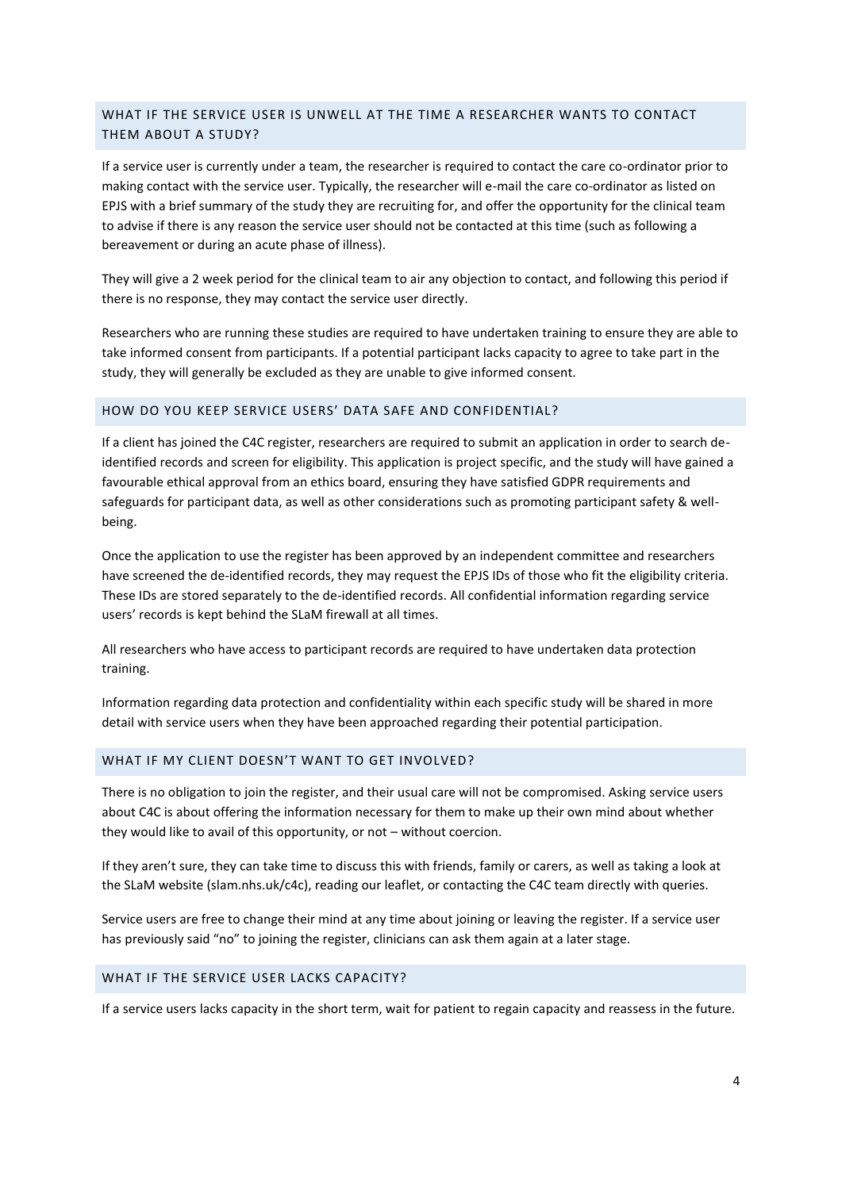## WHAT IF THE SERVICE USER IS UNWELL AT THE TIME A RESEARCHER WANTS TO CONTACT THEM ABOUT A STUDY?

If a service user is currently under a team, the researcher is required to contact the care co-ordinator prior to making contact with the service user. Typically, the researcher will e-mail the care co-ordinator as listed on EPJS with a brief summary of the study they are recruiting for, and offer the opportunity for the clinical team to advise if there is any reason the service user should not be contacted at this time (such as following a bereavement or during an acute phase of illness).

They will give a 2 week period for the clinical team to air any objection to contact, and following this period if there is no response, they may contact the service user directly.

Researchers who are running these studies are required to have undertaken training to ensure they are able to take informed consent from participants. If a potential participant lacks capacity to agree to take part in the study, they will generally be excluded as they are unable to give informed consent.

## HOW DO YOU KEEP SERVICE USERS' DATA SAFE AND CONFIDENTIAL?

If a client has joined the C4C register, researchers are required to submit an application in order to search de-identified records and screen for eligibility. This application is project specific, and the study will have gained a favourable ethical approval from an ethics board, ensuring they have satisfied GDPR requirements and safeguards for participant data, as well as other considerations such as promoting participant safety & well-being.

Once the application to use the register has been approved by an independent committee and researchers have screened the de-identified records, they may request the EPJS IDs of those who fit the eligibility criteria. These IDs are stored separately to the de-identified records. All confidential information regarding service users' records is kept behind the SLaM firewall at all times.

All researchers who have access to participant records are required to have undertaken data protection training.

Information regarding data protection and confidentiality within each specific study will be shared in more detail with service users when they have been approached regarding their potential participation.

## WHAT IF MY CLIENT DOESN'T WANT TO GET INVOLVED?

There is no obligation to join the register, and their usual care will not be compromised. Asking service users about C4C is about offering the information necessary for them to make up their own mind about whether they would like to avail of this opportunity, or not – without coercion.

If they aren't sure, they can take time to discuss this with friends, family or carers, as well as taking a look at the SLaM website (slam.nhs.uk/c4c), reading our leaflet, or contacting the C4C team directly with queries.

Service users are free to change their mind at any time about joining or leaving the register. If a service user has previously said "no" to joining the register, clinicians can ask them again at a later stage.

## WHAT IF THE SERVICE USER LACKS CAPACITY?

If a service users lacks capacity in the short term, wait for patient to regain capacity and reassess in the future.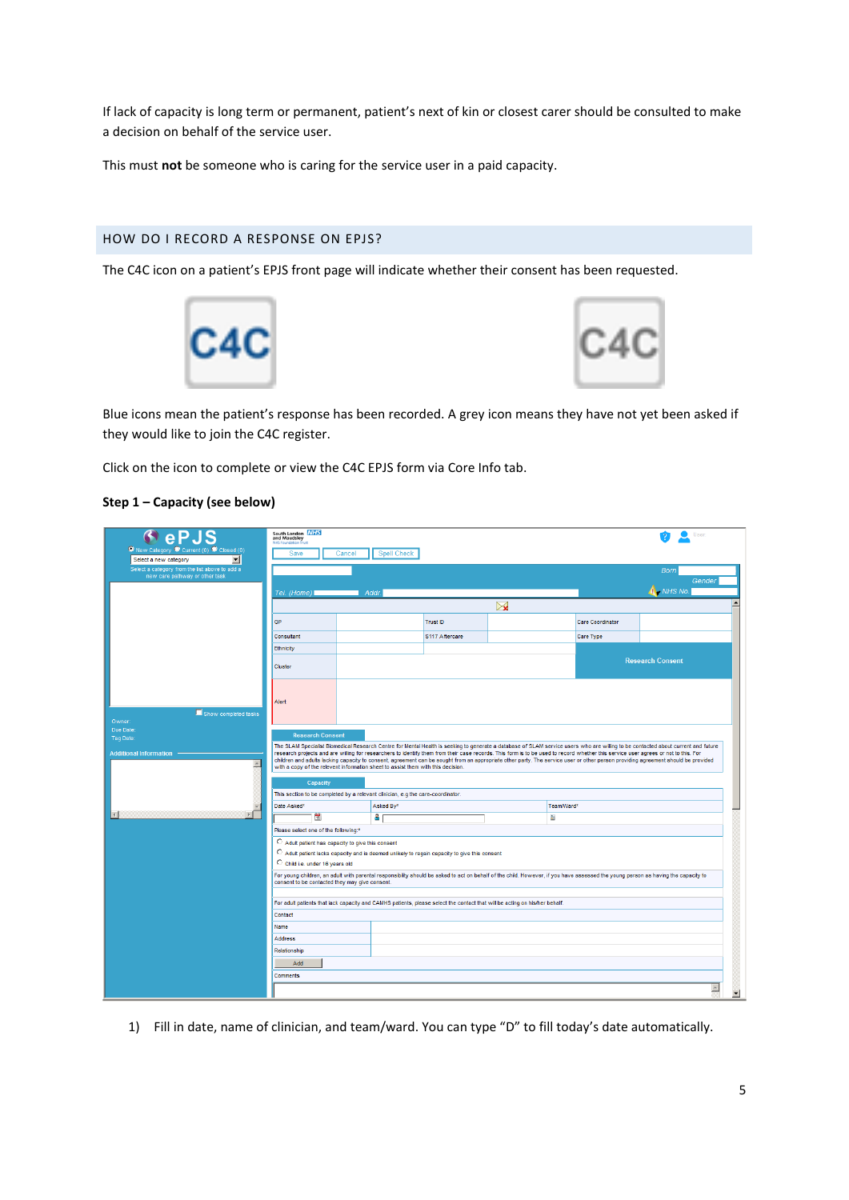If lack of capacity is long term or permanent, patient's next of kin or closest carer should be consulted to make a decision on behalf of the service user.

This must **not** be someone who is caring for the service user in a paid capacity.

## HOW DO I RECORD A RESPONSE ON EPJS?

The C4C icon on a patient's EPJS front page will indicate whether their consent has been requested.

Blue icons mean the patient's response has been recorded. A grey icon means they have not yet been asked if they would like to join the C4C register.

Click on the icon to complete or view the C4C EPJS form via Core Info tab.

**Step 1 – Capacity (see below)**

1) Fill in date, name of clinician, and team/ward. You can type "D" to fill today's date automatically.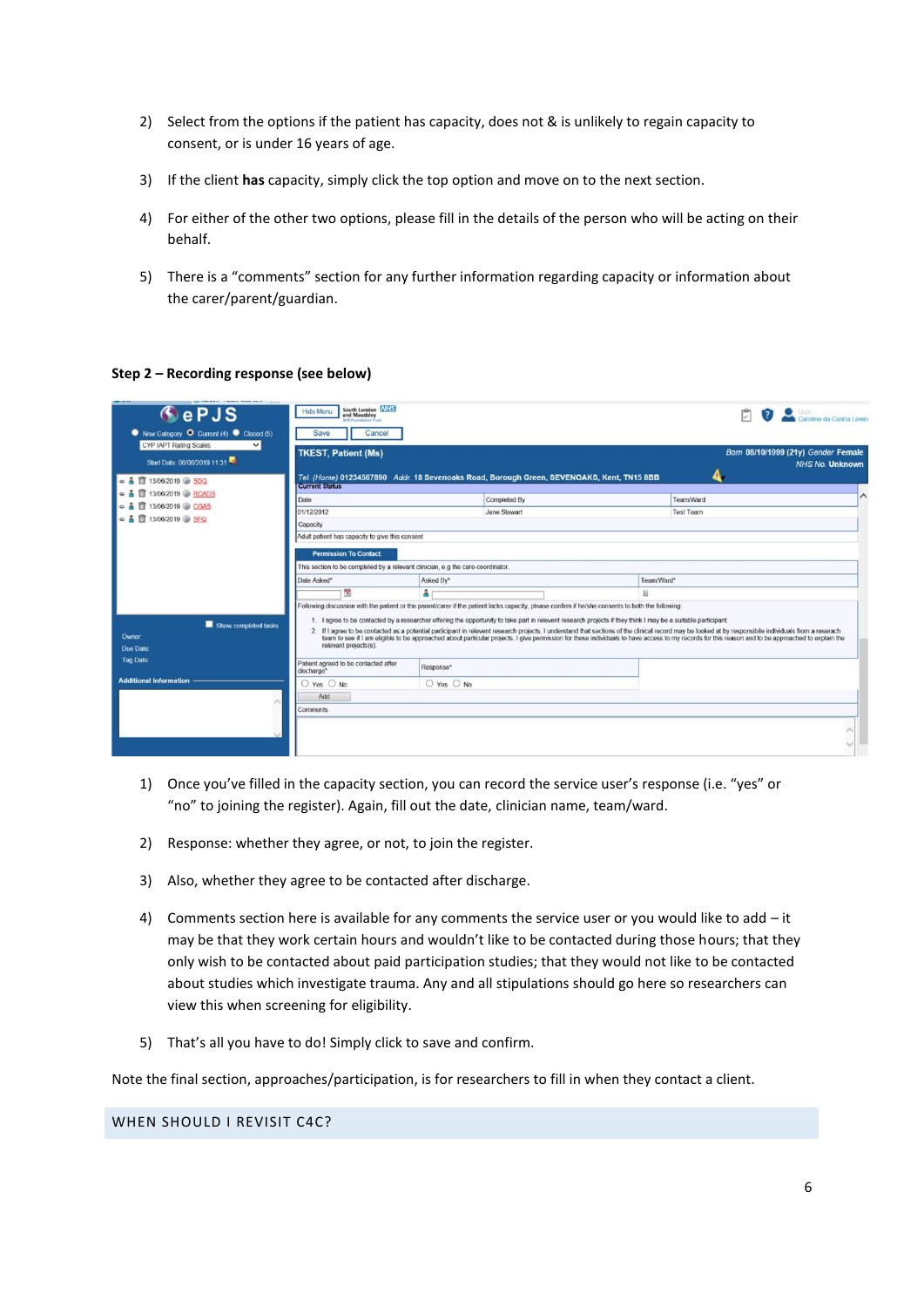2) Select from the options if the patient has capacity, does not & is unlikely to regain capacity to consent, or is under 16 years of age.

3) If the client **has** capacity, simply click the top option and move on to the next section.

4) For either of the other two options, please fill in the details of the person who will be acting on their behalf.

5) There is a "comments" section for any further information regarding capacity or information about the carer/parent/guardian.

**Step 2 – Recording response (see below)**

1) Once you've filled in the capacity section, you can record the service user's response (i.e. "yes" or "no" to joining the register). Again, fill out the date, clinician name, team/ward.

2) Response: whether they agree, or not, to join the register.

3) Also, whether they agree to be contacted after discharge.

4) Comments section here is available for any comments the service user or you would like to add – it may be that they work certain hours and wouldn't like to be contacted during those hours; that they only wish to be contacted about paid participation studies; that they would not like to be contacted about studies which investigate trauma. Any and all stipulations should go here so researchers can view this when screening for eligibility.

5) That's all you have to do! Simply click to save and confirm.

Note the final section, approaches/participation, is for researchers to fill in when they contact a client.

## WHEN SHOULD I REVISIT C4C?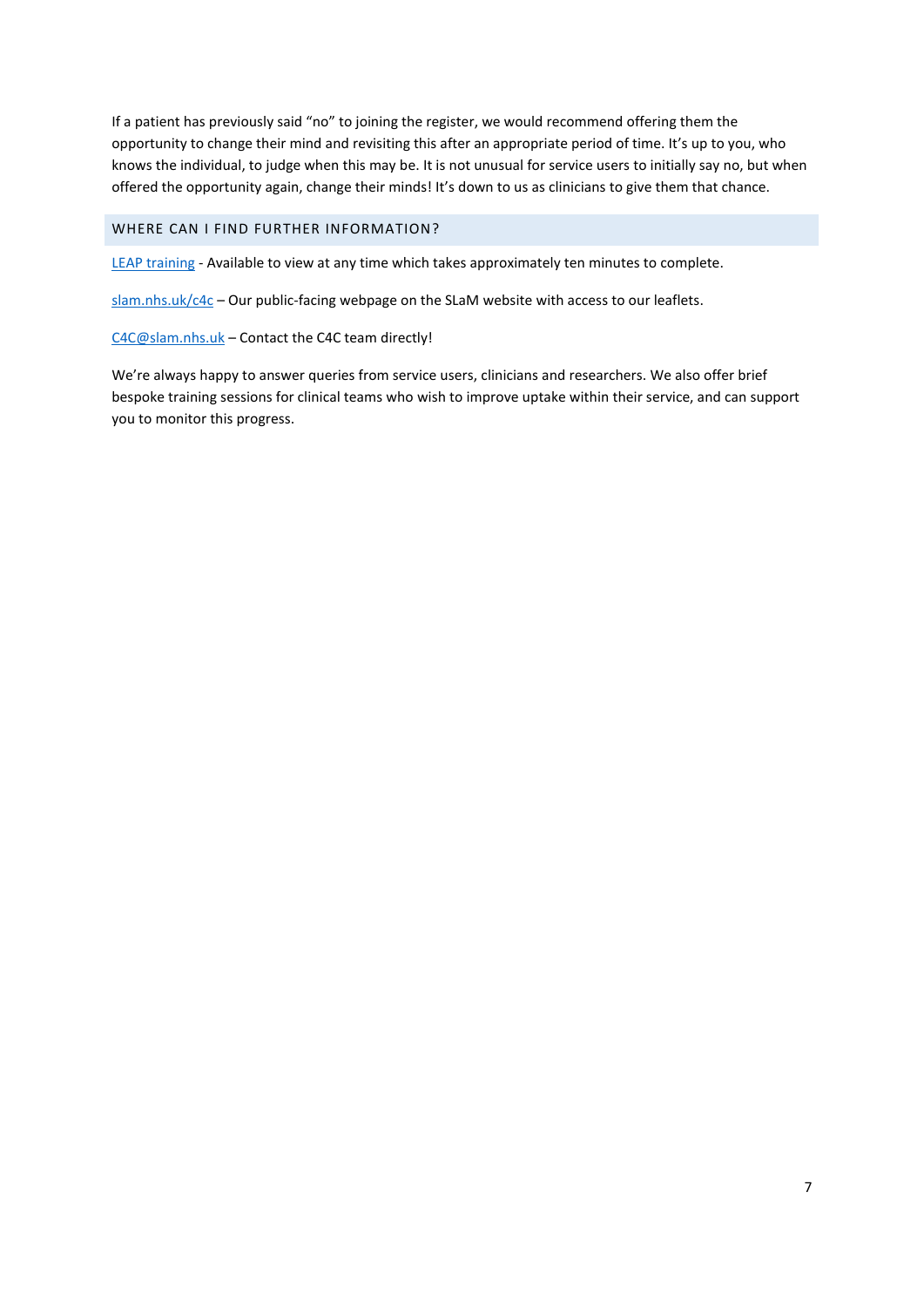If a patient has previously said "no" to joining the register, we would recommend offering them the opportunity to change their mind and revisiting this after an appropriate period of time. It's up to you, who knows the individual, to judge when this may be. It is not unusual for service users to initially say no, but when offered the opportunity again, change their minds! It's down to us as clinicians to give them that chance.

## WHERE CAN I FIND FURTHER INFORMATION?

LEAP training - Available to view at any time which takes approximately ten minutes to complete.

slam.nhs.uk/c4c – Our public-facing webpage on the SLaM website with access to our leaflets.

C4C@slam.nhs.uk – Contact the C4C team directly!

We're always happy to answer queries from service users, clinicians and researchers. We also offer brief bespoke training sessions for clinical teams who wish to improve uptake within their service, and can support you to monitor this progress.